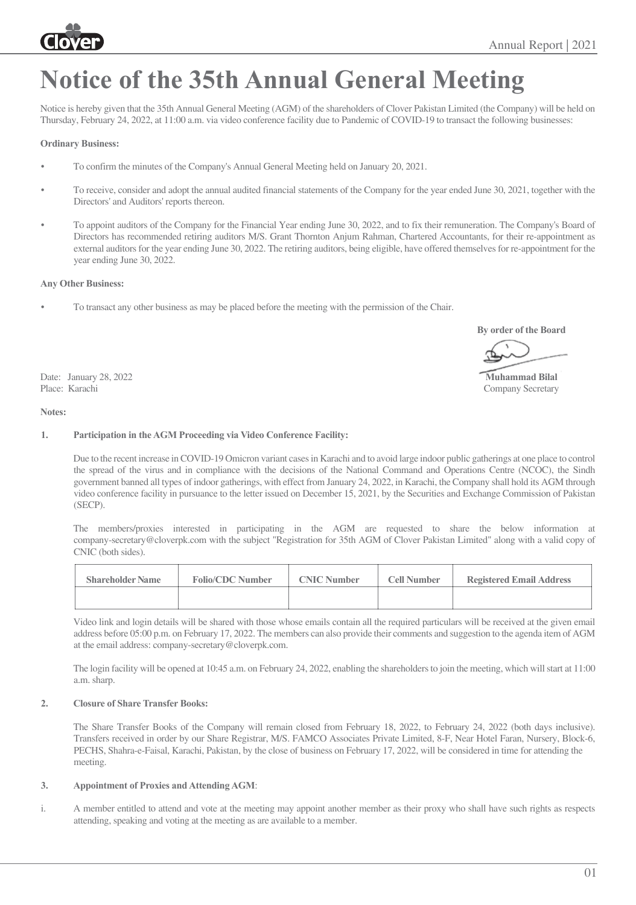# Notice of the 35th Annual General Meeting

Notice is hereby given that the 35th Annual General Meeting (AGM) of the shareholders of Clover Pakistan Limited (the Company) will be held on Thursday, February 24, 2022, at 11:00 a.m. via video conference facility due to Pandemic of COVID-19 to transact the following businesses:

**Ordinary Business:**

- To confirm the minutes of the Company's Annual General Meeting held on January 20, 2021.
- To receive, consider and adopt the annual audited financial statements of the Company for the year ended June 30, 2021, together with the Directors' and Auditors' reports thereon.
- To appoint auditors of the Company for the Financial Year ending June 30, 2022, and to fix their remuneration. The Company's Board of Directors has recommended retiring auditors M/S. Grant Thornton Anjum Rahman, Chartered Accountants, for their re-appointment as external auditors for the year ending June 30, 2022. The retiring auditors, being eligible, have offered themselves for re-appointment for the year ending June 30, 2022.

**Any Other Business:**

- To transact any other business as may be placed before the meeting with the permission of the Chair.

**By order of the Board**

**Muhammad Bilal**
Company Secretary

Date: January 28, 2022
Place: Karachi

**Notes:**

**1. Participation in the AGM Proceeding via Video Conference Facility:**

Due to the recent increase in COVID-19 Omicron variant cases in Karachi and to avoid large indoor public gatherings at one place to control the spread of the virus and in compliance with the decisions of the National Command and Operations Centre (NCOC), the Sindh government banned all types of indoor gatherings, with effect from January 24, 2022, in Karachi, the Company shall hold its AGM through video conference facility in pursuance to the letter issued on December 15, 2021, by the Securities and Exchange Commission of Pakistan (SECP).

The members/proxies interested in participating in the AGM are requested to share the below information at company-secretary@cloverpk.com with the subject "Registration for 35th AGM of Clover Pakistan Limited" along with a valid copy of CNIC (both sides).

| Shareholder Name | Folio/CDC Number | CNIC Number | Cell Number | Registered Email Address |
|---|---|---|---|---|
| | | | | |

Video link and login details will be shared with those whose emails contain all the required particulars will be received at the given email address before 05:00 p.m. on February 17, 2022. The members can also provide their comments and suggestion to the agenda item of AGM at the email address: company-secretary@cloverpk.com.

The login facility will be opened at 10:45 a.m. on February 24, 2022, enabling the shareholders to join the meeting, which will start at 11:00 a.m. sharp.

**2. Closure of Share Transfer Books:**

The Share Transfer Books of the Company will remain closed from February 18, 2022, to February 24, 2022 (both days inclusive). Transfers received in order by our Share Registrar, M/S. FAMCO Associates Private Limited, 8-F, Near Hotel Faran, Nursery, Block-6, PECHS, Shahra-e-Faisal, Karachi, Pakistan, by the close of business on February 17, 2022, will be considered in time for attending the meeting.

**3. Appointment of Proxies and Attending AGM**:

i. A member entitled to attend and vote at the meeting may appoint another member as their proxy who shall have such rights as respects attending, speaking and voting at the meeting as are available to a member.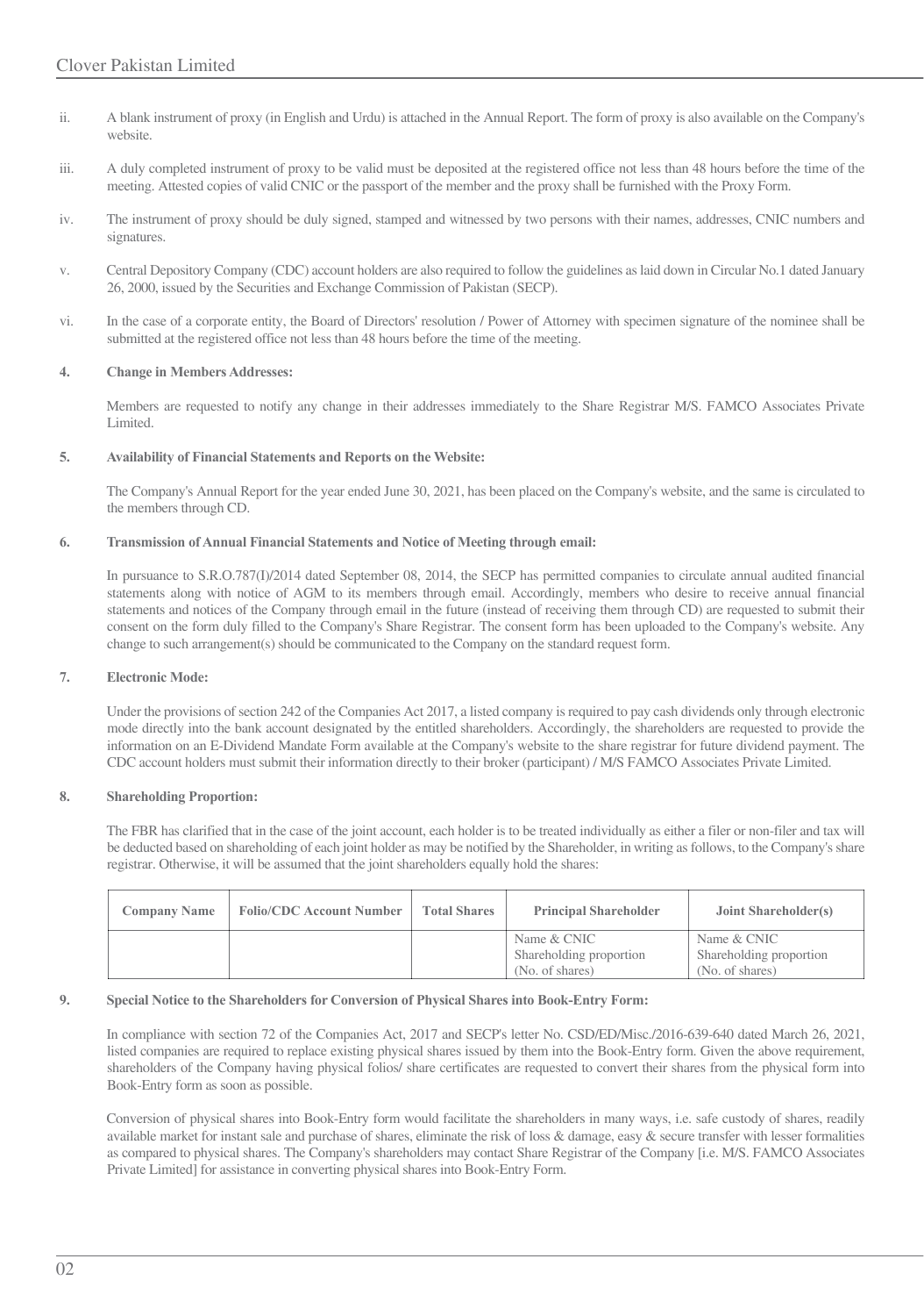ii. A blank instrument of proxy (in English and Urdu) is attached in the Annual Report. The form of proxy is also available on the Company's website.

iii. A duly completed instrument of proxy to be valid must be deposited at the registered office not less than 48 hours before the time of the meeting. Attested copies of valid CNIC or the passport of the member and the proxy shall be furnished with the Proxy Form.

iv. The instrument of proxy should be duly signed, stamped and witnessed by two persons with their names, addresses, CNIC numbers and signatures.

v. Central Depository Company (CDC) account holders are also required to follow the guidelines as laid down in Circular No.1 dated January 26, 2000, issued by the Securities and Exchange Commission of Pakistan (SECP).

vi. In the case of a corporate entity, the Board of Directors' resolution / Power of Attorney with specimen signature of the nominee shall be submitted at the registered office not less than 48 hours before the time of the meeting.

**4. Change in Members Addresses:**

Members are requested to notify any change in their addresses immediately to the Share Registrar M/S. FAMCO Associates Private Limited.

**5. Availability of Financial Statements and Reports on the Website:**

The Company's Annual Report for the year ended June 30, 2021, has been placed on the Company's website, and the same is circulated to the members through CD.

**6. Transmission of Annual Financial Statements and Notice of Meeting through email:**

In pursuance to S.R.O.787(I)/2014 dated September 08, 2014, the SECP has permitted companies to circulate annual audited financial statements along with notice of AGM to its members through email. Accordingly, members who desire to receive annual financial statements and notices of the Company through email in the future (instead of receiving them through CD) are requested to submit their consent on the form duly filled to the Company's Share Registrar. The consent form has been uploaded to the Company's website. Any change to such arrangement(s) should be communicated to the Company on the standard request form.

**7. Electronic Mode:**

Under the provisions of section 242 of the Companies Act 2017, a listed company is required to pay cash dividends only through electronic mode directly into the bank account designated by the entitled shareholders. Accordingly, the shareholders are requested to provide the information on an E-Dividend Mandate Form available at the Company's website to the share registrar for future dividend payment. The CDC account holders must submit their information directly to their broker (participant) / M/S FAMCO Associates Private Limited.

**8. Shareholding Proportion:**

The FBR has clarified that in the case of the joint account, each holder is to be treated individually as either a filer or non-filer and tax will be deducted based on shareholding of each joint holder as may be notified by the Shareholder, in writing as follows, to the Company's share registrar. Otherwise, it will be assumed that the joint shareholders equally hold the shares:

| Company Name | Folio/CDC Account Number | Total Shares | Principal Shareholder | Joint Shareholder(s) |
|---|---|---|---|---|
| | | | Name & CNIC<br>Shareholding proportion<br>(No. of shares) | Name & CNIC<br>Shareholding proportion<br>(No. of shares) |

**9. Special Notice to the Shareholders for Conversion of Physical Shares into Book-Entry Form:**

In compliance with section 72 of the Companies Act, 2017 and SECP's letter No. CSD/ED/Misc./2016-639-640 dated March 26, 2021, listed companies are required to replace existing physical shares issued by them into the Book-Entry form. Given the above requirement, shareholders of the Company having physical folios/ share certificates are requested to convert their shares from the physical form into Book-Entry form as soon as possible.

Conversion of physical shares into Book-Entry form would facilitate the shareholders in many ways, i.e. safe custody of shares, readily available market for instant sale and purchase of shares, eliminate the risk of loss & damage, easy & secure transfer with lesser formalities as compared to physical shares. The Company's shareholders may contact Share Registrar of the Company [i.e. M/S. FAMCO Associates Private Limited] for assistance in converting physical shares into Book-Entry Form.